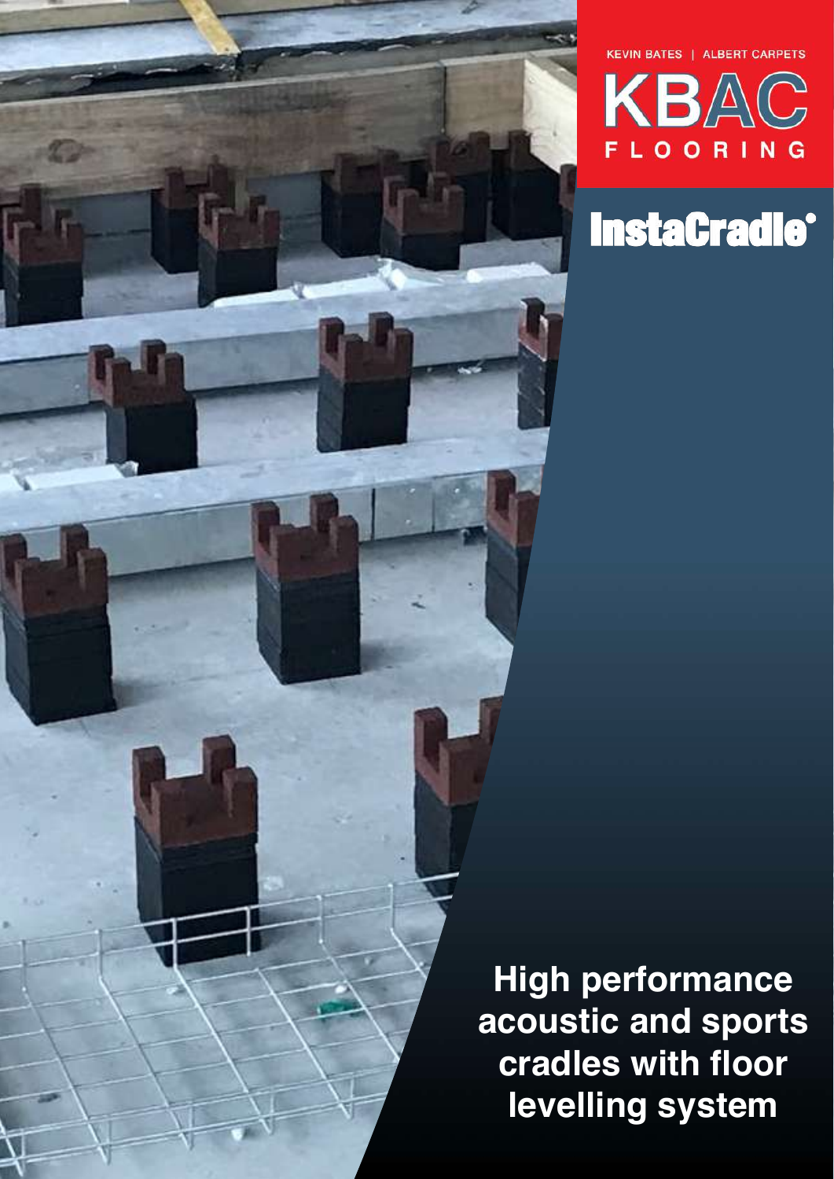KEVIN BATES | ALBERT CARPETS

# KBAC FLOORING

## InstaCradle®

**High performance acoustic and sports cradles with floor levelling system**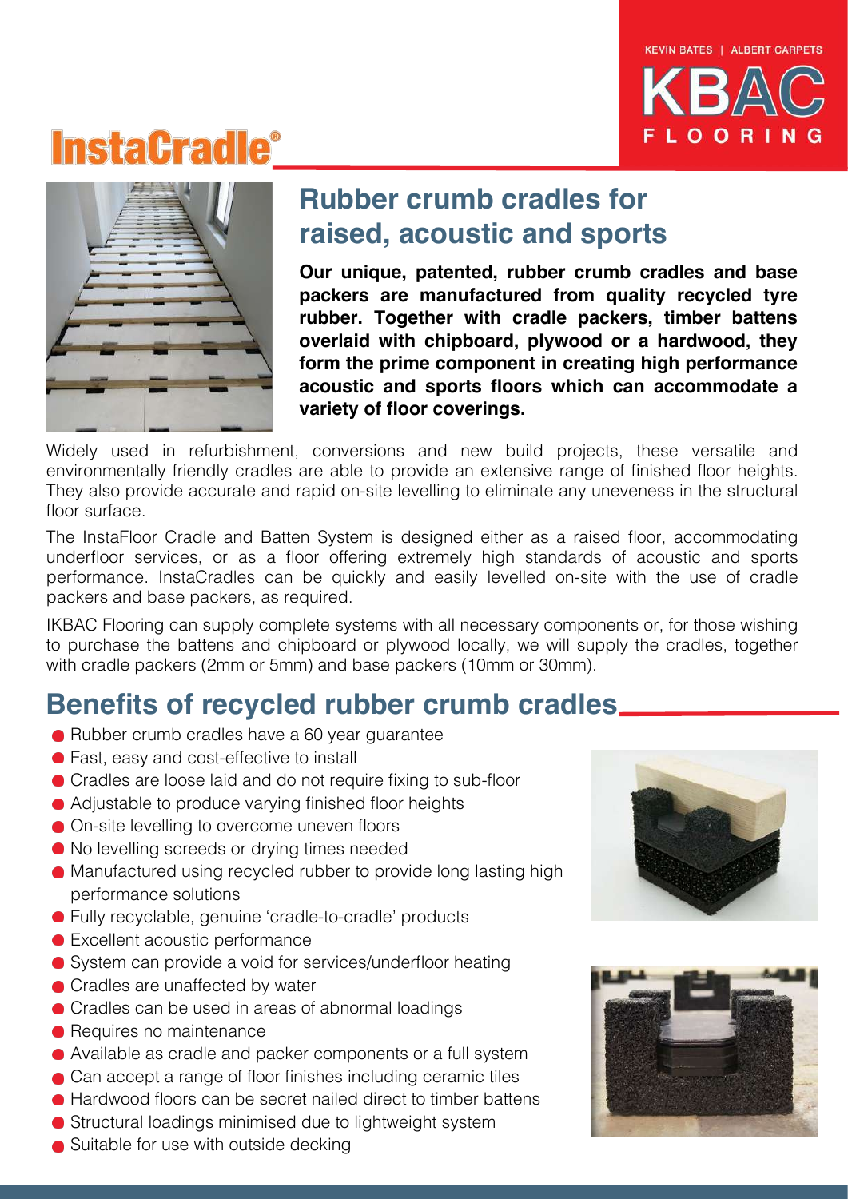KEVIN BATES | ALBERT CARPETS

KBAC FLOORING

# InstaCradle®

## Rubber crumb cradles for raised, acoustic and sports

**Our unique, patented, rubber crumb cradles and base packers are manufactured from quality recycled tyre rubber. Together with cradle packers, timber battens overlaid with chipboard, plywood or a hardwood, they form the prime component in creating high performance acoustic and sports floors which can accommodate a variety of floor coverings.**

Widely used in refurbishment, conversions and new build projects, these versatile and environmentally friendly cradles are able to provide an extensive range of finished floor heights. They also provide accurate and rapid on-site levelling to eliminate any uneveness in the structural floor surface.

The InstaFloor Cradle and Batten System is designed either as a raised floor, accommodating underfloor services, or as a floor offering extremely high standards of acoustic and sports performance. InstaCradles can be quickly and easily levelled on-site with the use of cradle packers and base packers, as required.

IKBAC Flooring can supply complete systems with all necessary components or, for those wishing to purchase the battens and chipboard or plywood locally, we will supply the cradles, together with cradle packers (2mm or 5mm) and base packers (10mm or 30mm).

## Benefits of recycled rubber crumb cradles

- Rubber crumb cradles have a 60 year guarantee
- Fast, easy and cost-effective to install
- Cradles are loose laid and do not require fixing to sub-floor
- Adjustable to produce varying finished floor heights
- On-site levelling to overcome uneven floors
- No levelling screeds or drying times needed
- Manufactured using recycled rubber to provide long lasting high performance solutions
- Fully recyclable, genuine 'cradle-to-cradle' products
- Excellent acoustic performance
- System can provide a void for services/underfloor heating
- Cradles are unaffected by water
- Cradles can be used in areas of abnormal loadings
- Requires no maintenance
- Available as cradle and packer components or a full system
- Can accept a range of floor finishes including ceramic tiles
- Hardwood floors can be secret nailed direct to timber battens
- Structural loadings minimised due to lightweight system
- Suitable for use with outside decking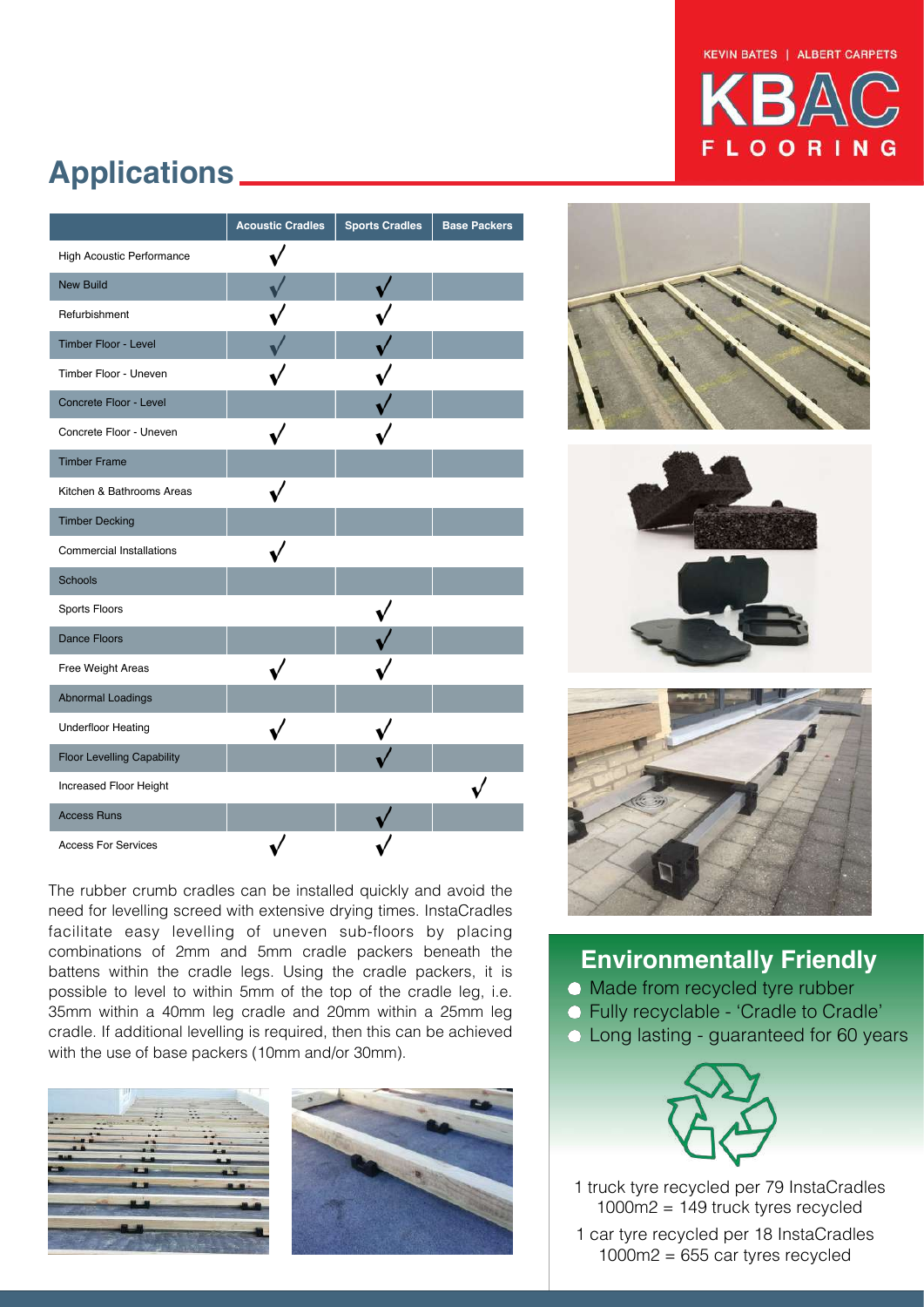## Applications

| | Acoustic Cradles | Sports Cradles | Base Packers |
|---|---|---|---|
| High Acoustic Performance | ✓ | | |
| New Build | ✓ | ✓ | |
| Refurbishment | ✓ | ✓ | |
| Timber Floor - Level | ✓ | ✓ | |
| Timber Floor - Uneven | ✓ | ✓ | |
| Concrete Floor - Level | | ✓ | |
| Concrete Floor - Uneven | ✓ | ✓ | |
| Timber Frame | | | |
| Kitchen & Bathrooms Areas | ✓ | | |
| Timber Decking | | | |
| Commercial Installations | ✓ | | |
| Schools | | | |
| Sports Floors | | ✓ | |
| Dance Floors | | ✓ | |
| Free Weight Areas | ✓ | ✓ | |
| Abnormal Loadings | | | |
| Underfloor Heating | ✓ | ✓ | |
| Floor Levelling Capability | | ✓ | |
| Increased Floor Height | | | ✓ |
| Access Runs | | ✓ | |
| Access For Services | ✓ | ✓ | |

The rubber crumb cradles can be installed quickly and avoid the need for levelling screed with extensive drying times. InstaCradles facilitate easy levelling of uneven sub-floors by placing combinations of 2mm and 5mm cradle packers beneath the battens within the cradle legs. Using the cradle packers, it is possible to level to within 5mm of the top of the cradle leg, i.e. 35mm within a 40mm leg cradle and 20mm within a 25mm leg cradle. If additional levelling is required, then this can be achieved with the use of base packers (10mm and/or 30mm).

## Environmentally Friendly

- Made from recycled tyre rubber
- Fully recyclable - 'Cradle to Cradle'
- Long lasting - guaranteed for 60 years

1 truck tyre recycled per 79 InstaCradles
1000m2 = 149 truck tyres recycled

1 car tyre recycled per 18 InstaCradles
1000m2 = 655 car tyres recycled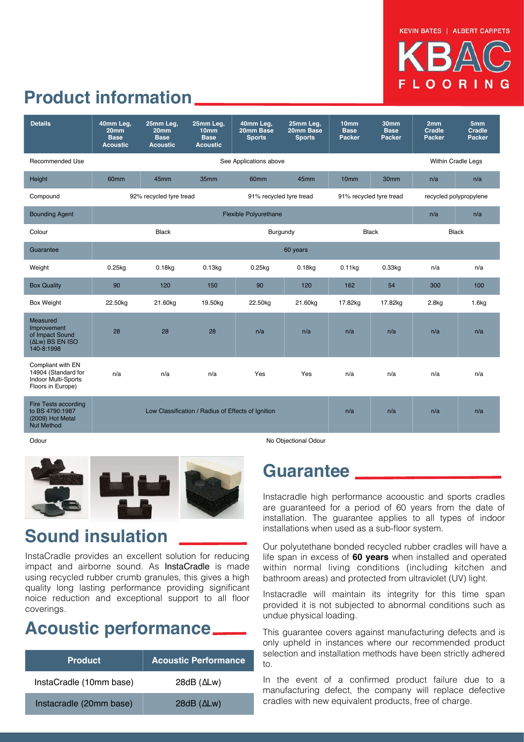# Product information

| Details | 40mm Leg, 20mm Base Acoustic | 25mm Leg, 20mm Base Acoustic | 25mm Leg, 10mm Base Acoustic | 40mm Leg, 20mm Base Sports | 25mm Leg, 20mm Base Sports | 10mm Base Packer | 30mm Base Packer | 2mm Cradle Packer | 5mm Cradle Packer |
|---|---|---|---|---|---|---|---|---|---|
| Recommended Use | See Applications above | | | | | | | Within Cradle Legs | |
| Height | 60mm | 45mm | 35mm | 60mm | 45mm | 10mm | 30mm | n/a | n/a |
| Compound | 92% recycled tyre tread | | | 91% recycled tyre tread | | 91% recycled tyre tread | | recycled polypropylene | |
| Bounding Agent | Flexible Polyurethane | | | | | | | n/a | n/a |
| Colour | Black | | | Burgundy | | Black | | Black | |
| Guarantee | 60 years | | | | | | | | |
| Weight | 0.25kg | 0.18kg | 0.13kg | 0.25kg | 0.18kg | 0.11kg | 0.33kg | n/a | n/a |
| Box Quality | 90 | 120 | 150 | 90 | 120 | 162 | 54 | 300 | 100 |
| Box Weight | 22.50kg | 21.60kg | 19.50kg | 22.50kg | 21.60kg | 17.82kg | 17.82kg | 2.8kg | 1.6kg |
| Measured Improvement of Impact Sound (ΔLw) BS EN ISO 140-8:1998 | 28 | 28 | 28 | n/a | n/a | n/a | n/a | n/a | n/a |
| Compliant with EN 14904 (Standard for Indoor Multi-Sports Floors in Europe) | n/a | n/a | n/a | Yes | Yes | n/a | n/a | n/a | n/a |
| Fire Tests according to BS 4790:1987 (2009) Hot Metal Nut Method | Low Classification / Radius of Effects of Ignition | | | | | n/a | n/a | n/a | n/a |
| Odour | No Objectional Odour | | | | | | | | |

## Sound insulation

InstaCradle provides an excellent solution for reducing impact and airborne sound. As InstaCradle is made using recycled rubber crumb granules, this gives a high quality long lasting performance providing significant noice reduction and exceptional support to all floor coverings.

## Acoustic performance

| Product | Acoustic Performance |
|---|---|
| InstaCradle (10mm base) | 28dB (ΔLw) |
| Instacradle (20mm base) | 28dB (ΔLw) |

## Guarantee

Instacradle high performance acooustic and sports cradles are guaranteed for a period of 60 years from the date of installation. The guarantee applies to all types of indoor installations when used as a sub-floor system.

Our polyutethane bonded recycled rubber cradles will have a life span in excess of **60 years** when installed and operated within normal living conditions (including kitchen and bathroom areas) and protected from ultraviolet (UV) light.

Instacradle will maintain its integrity for this time span provided it is not subjected to abnormal conditions such as undue physical loading.

This guarantee covers against manufacturing defects and is only upheld in instances where our recommended product selection and installation methods have been strictly adhered to.

In the event of a confirmed product failure due to a manufacturing defect, the company will replace defective cradles with new equivalent products, free of charge.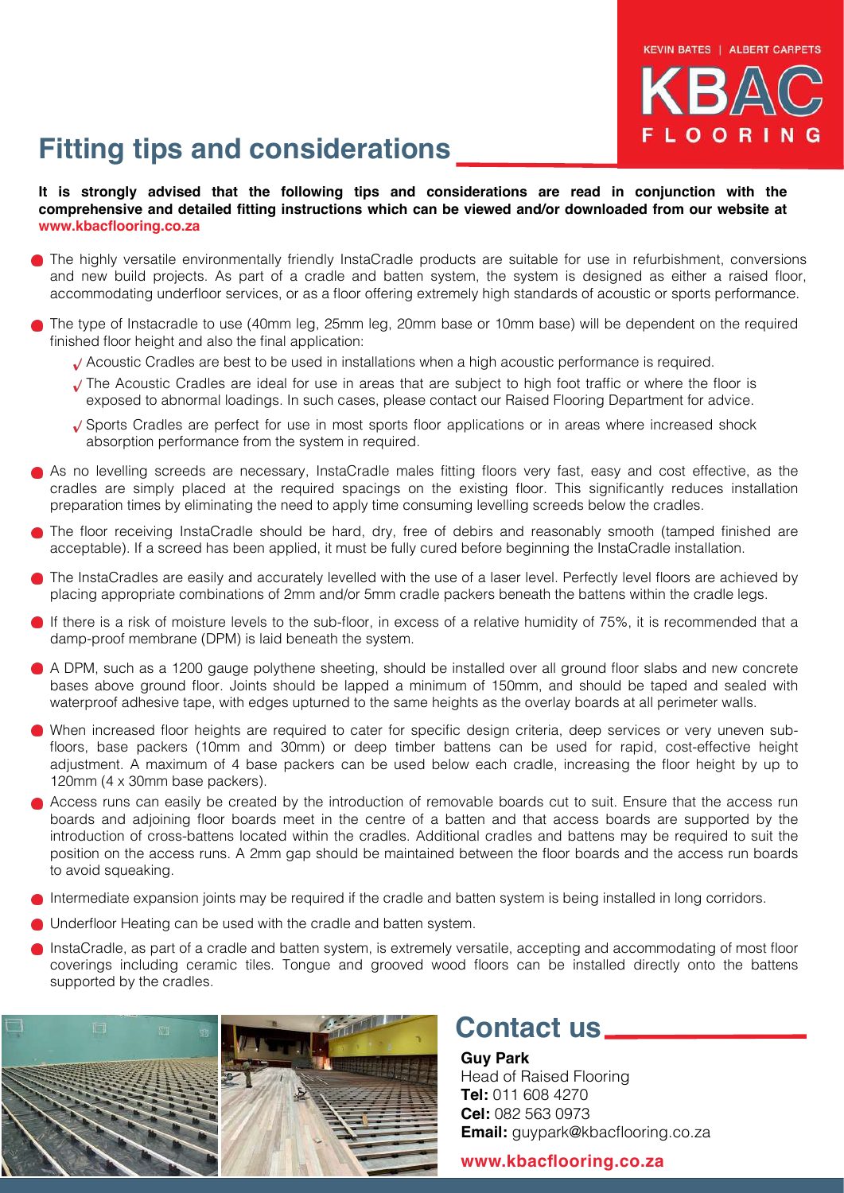KEVIN BATES | ALBERT CARPETS

KBAC FLOORING

# Fitting tips and considerations

**It is strongly advised that the following tips and considerations are read in conjunction with the comprehensive and detailed fitting instructions which can be viewed and/or downloaded from our website at www.kbacflooring.co.za**

- The highly versatile environmentally friendly InstaCradle products are suitable for use in refurbishment, conversions and new build projects. As part of a cradle and batten system, the system is designed as either a raised floor, accommodating underfloor services, or as a floor offering extremely high standards of acoustic or sports performance.
- The type of Instacradle to use (40mm leg, 25mm leg, 20mm base or 10mm base) will be dependent on the required finished floor height and also the final application:
  - ✓ Acoustic Cradles are best to be used in installations when a high acoustic performance is required.
  - ✓ The Acoustic Cradles are ideal for use in areas that are subject to high foot traffic or where the floor is exposed to abnormal loadings. In such cases, please contact our Raised Flooring Department for advice.
  - ✓ Sports Cradles are perfect for use in most sports floor applications or in areas where increased shock absorption performance from the system in required.
- As no levelling screeds are necessary, InstaCradle males fitting floors very fast, easy and cost effective, as the cradles are simply placed at the required spacings on the existing floor. This significantly reduces installation preparation times by eliminating the need to apply time consuming levelling screeds below the cradles.
- The floor receiving InstaCradle should be hard, dry, free of debirs and reasonably smooth (tamped finished are acceptable). If a screed has been applied, it must be fully cured before beginning the InstaCradle installation.
- The InstaCradles are easily and accurately levelled with the use of a laser level. Perfectly level floors are achieved by placing appropriate combinations of 2mm and/or 5mm cradle packers beneath the battens within the cradle legs.
- If there is a risk of moisture levels to the sub-floor, in excess of a relative humidity of 75%, it is recommended that a damp-proof membrane (DPM) is laid beneath the system.
- A DPM, such as a 1200 gauge polythene sheeting, should be installed over all ground floor slabs and new concrete bases above ground floor. Joints should be lapped a minimum of 150mm, and should be taped and sealed with waterproof adhesive tape, with edges upturned to the same heights as the overlay boards at all perimeter walls.
- When increased floor heights are required to cater for specific design criteria, deep services or very uneven sub-floors, base packers (10mm and 30mm) or deep timber battens can be used for rapid, cost-effective height adjustment. A maximum of 4 base packers can be used below each cradle, increasing the floor height by up to 120mm (4 x 30mm base packers).
- Access runs can easily be created by the introduction of removable boards cut to suit. Ensure that the access run boards and adjoining floor boards meet in the centre of a batten and that access boards are supported by the introduction of cross-battens located within the cradles. Additional cradles and battens may be required to suit the position on the access runs. A 2mm gap should be maintained between the floor boards and the access run boards to avoid squeaking.
- Intermediate expansion joints may be required if the cradle and batten system is being installed in long corridors.
- Underfloor Heating can be used with the cradle and batten system.
- InstaCradle, as part of a cradle and batten system, is extremely versatile, accepting and accommodating of most floor coverings including ceramic tiles. Tongue and grooved wood floors can be installed directly onto the battens supported by the cradles.

## Contact us

**Guy Park**
Head of Raised Flooring
**Tel:** 011 608 4270
**Cel:** 082 563 0973
**Email:** guypark@kbacflooring.co.za

**www.kbacflooring.co.za**